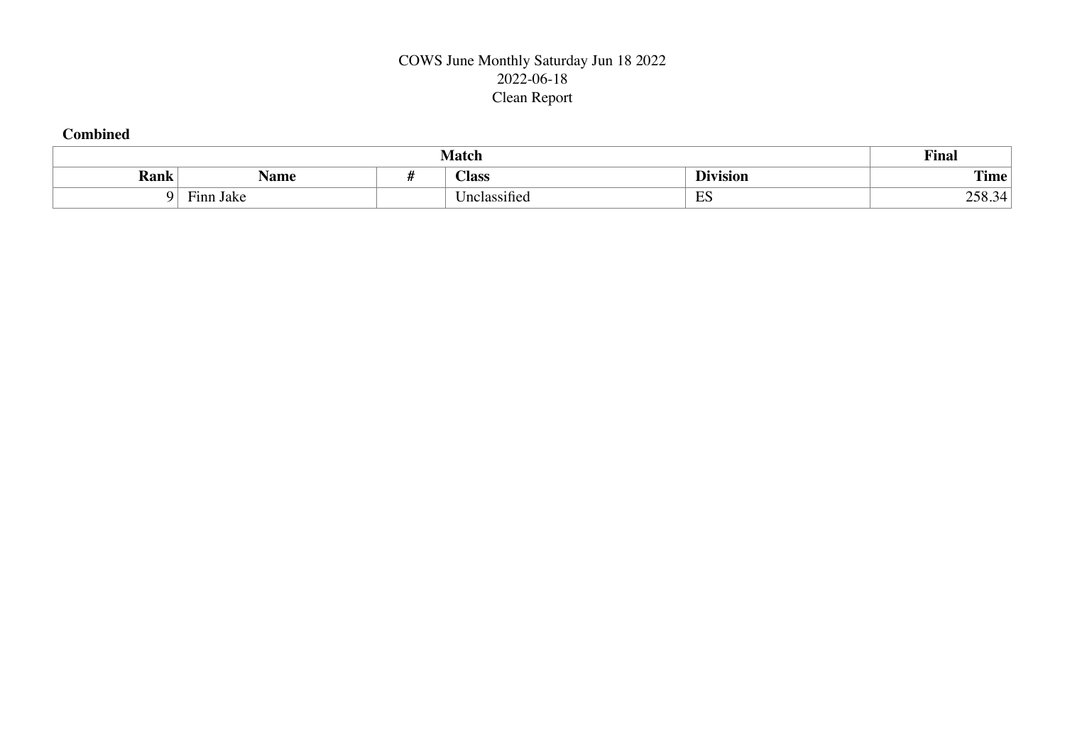COWS June Monthly Saturday Jun 18 2022
2022-06-18
Clean Report

**Combined**

| Match | | | | | Final |
|---|---|---|---|---|---|
| **Rank** | **Name** | **#** | **Class** | **Division** | **Time** |
| 9 | Finn Jake | | Unclassified | ES | 258.34 |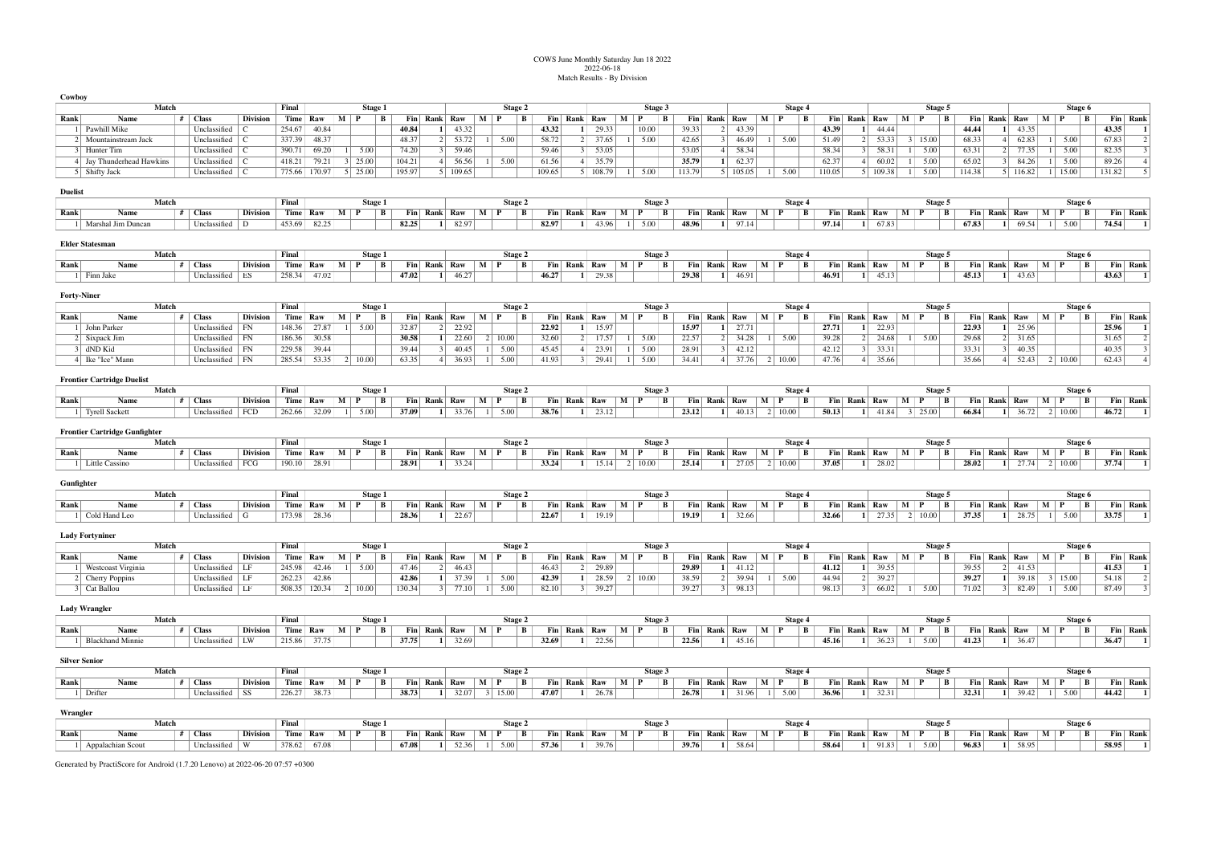# COWS June Monthly Saturday Jun 18 2022

2022-06-18

Match Results - By Division

## Cowboy

| Match | | | | | Final | Stage 1 | | | | | | Stage 2 | | | | | | Stage 3 | | | | | | Stage 4 | | | | | | Stage 5 | | | | | | Stage 6 | | | | | |
|---|---|---|---|---|---|---|---|---|---|---|---|---|---|---|---|---|---|---|---|---|---|---|---|---|---|---|---|---|---|---|---|---|---|---|---|---|---|---|---|---|---|
| Rank | Name | # | Class | Division | Time | Raw | M | P | B | Fin | Rank | Raw | M | P | B | Fin | Rank | Raw | M | P | B | Fin | Rank | Raw | M | P | B | Fin | Rank | Raw | M | P | B | Fin | Rank | Raw | M | P | B | Fin | Rank |
| 1 | Pawhill Mike | | Unclassified | C | 254.67 | 40.84 | | | | **40.84** | **1** | 43.32 | | | | **43.32** | **1** | 29.33 | | 10.00 | | 39.33 | 2 | 43.39 | | | | **43.39** | **1** | 44.44 | | | | **44.44** | **1** | 43.35 | | | | **43.35** | **1** |
| 2 | Mountainstream Jack | | Unclassified | C | 337.39 | 48.37 | | | | 48.37 | 2 | 53.72 | 1 | 5.00 | | 58.72 | 2 | 37.65 | 1 | 5.00 | | 42.65 | 3 | 46.49 | 1 | 5.00 | | 51.49 | 2 | 53.33 | 3 | 15.00 | | 68.33 | 4 | 62.83 | 1 | 5.00 | | 67.83 | 2 |
| 3 | Hunter Tim | | Unclassified | C | 390.71 | 69.20 | 1 | 5.00 | | 74.20 | 3 | 59.46 | | | | 59.46 | 3 | 53.05 | | | | 53.05 | 4 | 58.34 | | | | 58.34 | 3 | 58.31 | 1 | 5.00 | | 63.31 | 2 | 77.35 | 1 | 5.00 | | 82.35 | 3 |
| 4 | Jay Thunderhead Hawkins | | Unclassified | C | 418.21 | 79.21 | 3 | 25.00 | | 104.21 | 4 | 56.56 | 1 | 5.00 | | 61.56 | 4 | 35.79 | | | | **35.79** | **1** | 62.37 | | | | 62.37 | 4 | 60.02 | 1 | 5.00 | | 65.02 | 3 | 84.26 | 1 | 5.00 | | 89.26 | 4 |
| 5 | Shifty Jack | | Unclassified | C | 775.66 | 170.97 | 5 | 25.00 | | 195.97 | 5 | 109.65 | | | | 109.65 | 5 | 108.79 | 1 | 5.00 | | 113.79 | 5 | 105.05 | 1 | 5.00 | | 110.05 | 5 | 109.38 | 1 | 5.00 | | 114.38 | 5 | 116.82 | 1 | 15.00 | | 131.82 | 5 |

## Duelist

| Match | | | | | Final | Stage 1 | | | | | | Stage 2 | | | | | | Stage 3 | | | | | | Stage 4 | | | | | | Stage 5 | | | | | | Stage 6 | | | | | |
|---|---|---|---|---|---|---|---|---|---|---|---|---|---|---|---|---|---|---|---|---|---|---|---|---|---|---|---|---|---|---|---|---|---|---|---|---|---|---|---|---|---|
| Rank | Name | # | Class | Division | Time | Raw | M | P | B | Fin | Rank | Raw | M | P | B | Fin | Rank | Raw | M | P | B | Fin | Rank | Raw | M | P | B | Fin | Rank | Raw | M | P | B | Fin | Rank | Raw | M | P | B | Fin | Rank |
| 1 | Marshal Jim Duncan | | Unclassified | D | 453.69 | 82.25 | | | | **82.25** | **1** | 82.97 | | | | **82.97** | **1** | 43.96 | 1 | 5.00 | | **48.96** | **1** | 97.14 | | | | **97.14** | **1** | 67.83 | | | | **67.83** | **1** | 69.54 | 1 | 5.00 | | **74.54** | **1** |

## Elder Statesman

| Match | | | | | Final | Stage 1 | | | | | | Stage 2 | | | | | | Stage 3 | | | | | | Stage 4 | | | | | | Stage 5 | | | | | | Stage 6 | | | | | |
|---|---|---|---|---|---|---|---|---|---|---|---|---|---|---|---|---|---|---|---|---|---|---|---|---|---|---|---|---|---|---|---|---|---|---|---|---|---|---|---|---|---|
| Rank | Name | # | Class | Division | Time | Raw | M | P | B | Fin | Rank | Raw | M | P | B | Fin | Rank | Raw | M | P | B | Fin | Rank | Raw | M | P | B | Fin | Rank | Raw | M | P | B | Fin | Rank | Raw | M | P | B | Fin | Rank |
| 1 | Finn Jake | | Unclassified | ES | 258.34 | 47.02 | | | | **47.02** | **1** | 46.27 | | | | **46.27** | **1** | 29.38 | | | | **29.38** | **1** | 46.91 | | | | **46.91** | **1** | 45.13 | | | | **45.13** | **1** | 43.63 | | | | **43.63** | **1** |

## Forty-Niner

| Match | | | | | Final | Stage 1 | | | | | | Stage 2 | | | | | | Stage 3 | | | | | | Stage 4 | | | | | | Stage 5 | | | | | | Stage 6 | | | | | |
|---|---|---|---|---|---|---|---|---|---|---|---|---|---|---|---|---|---|---|---|---|---|---|---|---|---|---|---|---|---|---|---|---|---|---|---|---|---|---|---|---|---|
| Rank | Name | # | Class | Division | Time | Raw | M | P | B | Fin | Rank | Raw | M | P | B | Fin | Rank | Raw | M | P | B | Fin | Rank | Raw | M | P | B | Fin | Rank | Raw | M | P | B | Fin | Rank | Raw | M | P | B | Fin | Rank |
| 1 | John Parker | | Unclassified | FN | 148.36 | 27.87 | 1 | 5.00 | | 32.87 | 2 | 22.92 | | | | **22.92** | **1** | 15.97 | | | | **15.97** | **1** | 27.71 | | | | **27.71** | **1** | 22.93 | | | | **22.93** | **1** | 25.96 | | | | **25.96** | **1** |
| 2 | Sixpack Jim | | Unclassified | FN | 186.36 | 30.58 | | | | **30.58** | **1** | 22.60 | 2 | 10.00 | | 32.60 | 2 | 17.57 | 1 | 5.00 | | 22.57 | 2 | 34.28 | 1 | 5.00 | | 39.28 | 2 | 24.68 | 1 | 5.00 | | 29.68 | 2 | 31.65 | | | | 31.65 | 2 |
| 3 | dND Kid | | Unclassified | FN | 229.58 | 39.44 | | | | 39.44 | 3 | 40.45 | 1 | 5.00 | | 45.45 | 4 | 23.91 | 1 | 5.00 | | 28.91 | 3 | 42.12 | | | | 42.12 | 3 | 33.31 | | | | 33.31 | 3 | 40.35 | | | | 40.35 | 3 |
| 4 | Ike "Ice" Mann | | Unclassified | FN | 285.54 | 53.35 | 2 | 10.00 | | 63.35 | 4 | 36.93 | 1 | 5.00 | | 41.93 | 3 | 29.41 | 1 | 5.00 | | 34.41 | 4 | 37.76 | 2 | 10.00 | | 47.76 | 4 | 35.66 | | | | 35.66 | 4 | 52.43 | 2 | 10.00 | | 62.43 | 4 |

## Frontier Cartridge Duelist

| Match | | | | | Final | Stage 1 | | | | | | Stage 2 | | | | | | Stage 3 | | | | | | Stage 4 | | | | | | Stage 5 | | | | | | Stage 6 | | | | | |
|---|---|---|---|---|---|---|---|---|---|---|---|---|---|---|---|---|---|---|---|---|---|---|---|---|---|---|---|---|---|---|---|---|---|---|---|---|---|---|---|---|---|
| Rank | Name | # | Class | Division | Time | Raw | M | P | B | Fin | Rank | Raw | M | P | B | Fin | Rank | Raw | M | P | B | Fin | Rank | Raw | M | P | B | Fin | Rank | Raw | M | P | B | Fin | Rank | Raw | M | P | B | Fin | Rank |
| 1 | Tyrell Sackett | | Unclassified | FCD | 262.66 | 32.09 | 1 | 5.00 | | **37.09** | **1** | 33.76 | 1 | 5.00 | | **38.76** | **1** | 23.12 | | | | **23.12** | **1** | 40.13 | 2 | 10.00 | | **50.13** | **1** | 41.84 | 3 | 25.00 | | **66.84** | **1** | 36.72 | 2 | 10.00 | | **46.72** | **1** |

## Frontier Cartridge Gunfighter

| Match | | | | | Final | Stage 1 | | | | | | Stage 2 | | | | | | Stage 3 | | | | | | Stage 4 | | | | | | Stage 5 | | | | | | Stage 6 | | | | | |
|---|---|---|---|---|---|---|---|---|---|---|---|---|---|---|---|---|---|---|---|---|---|---|---|---|---|---|---|---|---|---|---|---|---|---|---|---|---|---|---|---|---|
| Rank | Name | # | Class | Division | Time | Raw | M | P | B | Fin | Rank | Raw | M | P | B | Fin | Rank | Raw | M | P | B | Fin | Rank | Raw | M | P | B | Fin | Rank | Raw | M | P | B | Fin | Rank | Raw | M | P | B | Fin | Rank |
| 1 | Little Cassino | | Unclassified | FCG | 190.10 | 28.91 | | | | **28.91** | **1** | 33.24 | | | | **33.24** | **1** | 15.14 | 2 | 10.00 | | **25.14** | **1** | 27.05 | 2 | 10.00 | | **37.05** | **1** | 28.02 | | | | **28.02** | **1** | 27.74 | 2 | 10.00 | | **37.74** | **1** |

## Gunfighter

| Match | | | | | Final | Stage 1 | | | | | | Stage 2 | | | | | | Stage 3 | | | | | | Stage 4 | | | | | | Stage 5 | | | | | | Stage 6 | | | | | |
|---|---|---|---|---|---|---|---|---|---|---|---|---|---|---|---|---|---|---|---|---|---|---|---|---|---|---|---|---|---|---|---|---|---|---|---|---|---|---|---|---|---|
| Rank | Name | # | Class | Division | Time | Raw | M | P | B | Fin | Rank | Raw | M | P | B | Fin | Rank | Raw | M | P | B | Fin | Rank | Raw | M | P | B | Fin | Rank | Raw | M | P | B | Fin | Rank | Raw | M | P | B | Fin | Rank |
| 1 | Cold Hand Leo | | Unclassified | G | 173.98 | 28.36 | | | | **28.36** | **1** | 22.67 | | | | **22.67** | **1** | 19.19 | | | | **19.19** | **1** | 32.66 | | | | **32.66** | **1** | 27.35 | 2 | 10.00 | | **37.35** | **1** | 28.75 | 1 | 5.00 | | **33.75** | **1** |

## Lady Fortyniner

| Match | | | | | Final | Stage 1 | | | | | | Stage 2 | | | | | | Stage 3 | | | | | | Stage 4 | | | | | | Stage 5 | | | | | | Stage 6 | | | | | |
|---|---|---|---|---|---|---|---|---|---|---|---|---|---|---|---|---|---|---|---|---|---|---|---|---|---|---|---|---|---|---|---|---|---|---|---|---|---|---|---|---|---|
| Rank | Name | # | Class | Division | Time | Raw | M | P | B | Fin | Rank | Raw | M | P | B | Fin | Rank | Raw | M | P | B | Fin | Rank | Raw | M | P | B | Fin | Rank | Raw | M | P | B | Fin | Rank | Raw | M | P | B | Fin | Rank |
| 1 | Westcoast Virginia | | Unclassified | LF | 245.98 | 42.46 | 1 | 5.00 | | 47.46 | 2 | 46.43 | | | | 46.43 | 2 | 29.89 | | | | **29.89** | **1** | 41.12 | | | | **41.12** | **1** | 39.55 | | | | 39.55 | 2 | 41.53 | | | | **41.53** | **1** |
| 2 | Cherry Poppins | | Unclassified | LF | 262.23 | 42.86 | | | | **42.86** | **1** | 37.39 | 1 | 5.00 | | **42.39** | **1** | 28.59 | 2 | 10.00 | | 38.59 | 2 | 39.94 | 1 | 5.00 | | 44.94 | 2 | 39.27 | | | | **39.27** | **1** | 39.18 | 3 | 15.00 | | 54.18 | 2 |
| 3 | Cat Ballou | | Unclassified | LF | 508.35 | 120.34 | 2 | 10.00 | | 130.34 | 3 | 77.10 | 1 | 5.00 | | 82.10 | 3 | 39.27 | | | | 39.27 | 3 | 98.13 | | | | 98.13 | 3 | 66.02 | 1 | 5.00 | | 71.02 | 3 | 82.49 | 1 | 5.00 | | 87.49 | 3 |

## Lady Wrangler

| Match | | | | | Final | Stage 1 | | | | | | Stage 2 | | | | | | Stage 3 | | | | | | Stage 4 | | | | | | Stage 5 | | | | | | Stage 6 | | | | | |
|---|---|---|---|---|---|---|---|---|---|---|---|---|---|---|---|---|---|---|---|---|---|---|---|---|---|---|---|---|---|---|---|---|---|---|---|---|---|---|---|---|---|
| Rank | Name | # | Class | Division | Time | Raw | M | P | B | Fin | Rank | Raw | M | P | B | Fin | Rank | Raw | M | P | B | Fin | Rank | Raw | M | P | B | Fin | Rank | Raw | M | P | B | Fin | Rank | Raw | M | P | B | Fin | Rank |
| 1 | Blackhand Minnie | | Unclassified | LW | 215.86 | 37.75 | | | | **37.75** | **1** | 32.69 | | | | **32.69** | **1** | 22.56 | | | | **22.56** | **1** | 45.16 | | | | **45.16** | **1** | 36.23 | 1 | 5.00 | | **41.23** | **1** | 36.47 | | | | **36.47** | **1** |

## Silver Senior

| Match | | | | | Final | Stage 1 | | | | | | Stage 2 | | | | | | Stage 3 | | | | | | Stage 4 | | | | | | Stage 5 | | | | | | Stage 6 | | | | | |
|---|---|---|---|---|---|---|---|---|---|---|---|---|---|---|---|---|---|---|---|---|---|---|---|---|---|---|---|---|---|---|---|---|---|---|---|---|---|---|---|---|---|
| Rank | Name | # | Class | Division | Time | Raw | M | P | B | Fin | Rank | Raw | M | P | B | Fin | Rank | Raw | M | P | B | Fin | Rank | Raw | M | P | B | Fin | Rank | Raw | M | P | B | Fin | Rank | Raw | M | P | B | Fin | Rank |
| 1 | Drifter | | Unclassified | SS | 226.27 | 38.73 | | | | **38.73** | **1** | 32.07 | 3 | 15.00 | | **47.07** | **1** | 26.78 | | | | **26.78** | **1** | 31.96 | 1 | 5.00 | | **36.96** | **1** | 32.31 | | | | **32.31** | **1** | 39.42 | 1 | 5.00 | | **44.42** | **1** |

## Wrangler

| Match | | | | | Final | Stage 1 | | | | | | Stage 2 | | | | | | Stage 3 | | | | | | Stage 4 | | | | | | Stage 5 | | | | | | Stage 6 | | | | | |
|---|---|---|---|---|---|---|---|---|---|---|---|---|---|---|---|---|---|---|---|---|---|---|---|---|---|---|---|---|---|---|---|---|---|---|---|---|---|---|---|---|---|
| Rank | Name | # | Class | Division | Time | Raw | M | P | B | Fin | Rank | Raw | M | P | B | Fin | Rank | Raw | M | P | B | Fin | Rank | Raw | M | P | B | Fin | Rank | Raw | M | P | B | Fin | Rank | Raw | M | P | B | Fin | Rank |
| 1 | Appalachian Scout | | Unclassified | W | 378.62 | 67.08 | | | | **67.08** | **1** | 52.36 | 1 | 5.00 | | **57.36** | **1** | 39.76 | | | | **39.76** | **1** | 58.64 | | | | **58.64** | **1** | 91.83 | 1 | 5.00 | | **96.83** | **1** | 58.95 | | | | **58.95** | **1** |

Generated by PractiScore for Android (1.7.20 Lenovo) at 2022-06-20 07:57 +0300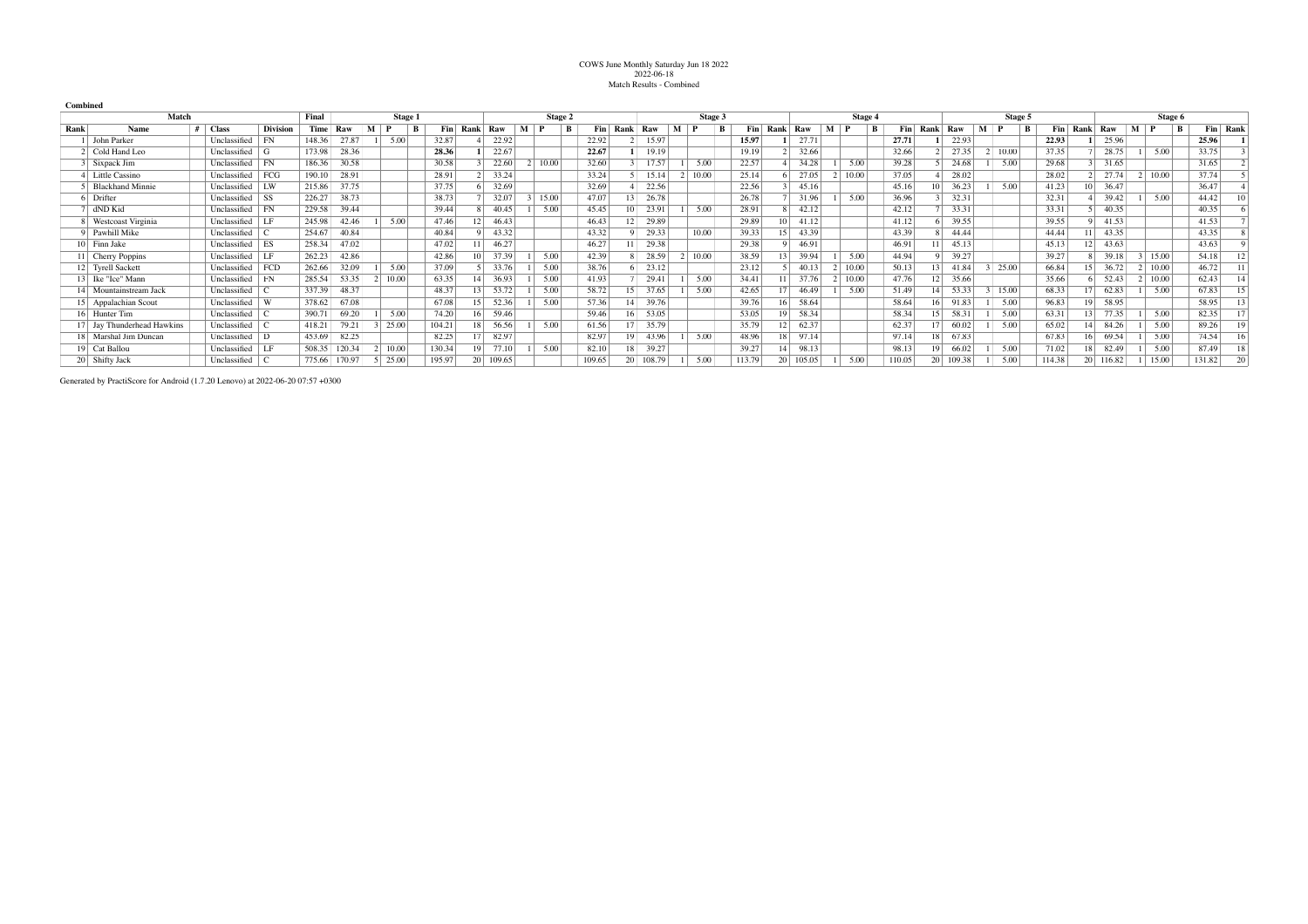COWS June Monthly Saturday Jun 18 2022
2022-06-18
Match Results - Combined

**Combined**

| Match | | | | | Final | Stage 1 | | | | | | Stage 2 | | | | | | Stage 3 | | | | | | Stage 4 | | | | | | Stage 5 | | | | | | Stage 6 | | | | | |
|---|---|---|---|---|---|---|---|---|---|---|---|---|---|---|---|---|---|---|---|---|---|---|---|---|---|---|---|---|---|---|---|---|---|---|---|---|---|---|---|---|---|
| Rank | Name | # | Class | Division | Time | Raw | M | P | B | Fin | Rank | Raw | M | P | B | Fin | Rank | Raw | M | P | B | Fin | Rank | Raw | M | P | B | Fin | Rank | Raw | M | P | B | Fin | Rank | Raw | M | P | B | Fin | Rank |
| 1 | John Parker | | Unclassified | FN | 148.36 | 27.87 | 1 | 5.00 | | 32.87 | 4 | 22.92 | | | | 22.92 | 2 | 15.97 | | | | **15.97** | **1** | 27.71 | | | | **27.71** | **1** | 22.93 | | | | **22.93** | **1** | 25.96 | | | | **25.96** | **1** |
| 2 | Cold Hand Leo | | Unclassified | G | 173.98 | 28.36 | | | | **28.36** | **1** | 22.67 | | | | **22.67** | **1** | 19.19 | | | | 19.19 | 2 | 32.66 | | | | 32.66 | 2 | 27.35 | 2 | 10.00 | | 37.35 | 7 | 28.75 | 1 | 5.00 | | 33.75 | 3 |
| 3 | Sixpack Jim | | Unclassified | FN | 186.36 | 30.58 | | | | 30.58 | 3 | 22.60 | 2 | 10.00 | | 32.60 | 3 | 17.57 | 1 | 5.00 | | 22.57 | 4 | 34.28 | 1 | 5.00 | | 39.28 | 5 | 24.68 | 1 | 5.00 | | 29.68 | 3 | 31.65 | | | | 31.65 | 2 |
| 4 | Little Cassino | | Unclassified | FCG | 190.10 | 28.91 | | | | 28.91 | 2 | 33.24 | | | | 33.24 | 5 | 15.14 | 2 | 10.00 | | 25.14 | 6 | 27.05 | 2 | 10.00 | | 37.05 | 4 | 28.02 | | | | 28.02 | 2 | 27.74 | 2 | 10.00 | | 37.74 | 5 |
| 5 | Blackhand Minnie | | Unclassified | LW | 215.86 | 37.75 | | | | 37.75 | 6 | 32.69 | | | | 32.69 | 4 | 22.56 | | | | 22.56 | 3 | 45.16 | | | | 45.16 | 10 | 36.23 | 1 | 5.00 | | 41.23 | 10 | 36.47 | | | | 36.47 | 4 |
| 6 | Drifter | | Unclassified | SS | 226.27 | 38.73 | | | | 38.73 | 7 | 32.07 | 3 | 15.00 | | 47.07 | 13 | 26.78 | | | | 26.78 | 7 | 31.96 | 1 | 5.00 | | 36.96 | 3 | 32.31 | | | | 32.31 | 4 | 39.42 | 1 | 5.00 | | 44.42 | 10 |
| 7 | dND Kid | | Unclassified | FN | 229.58 | 39.44 | | | | 39.44 | 8 | 40.45 | 1 | 5.00 | | 45.45 | 10 | 23.91 | 1 | 5.00 | | 28.91 | 8 | 42.12 | | | | 42.12 | 7 | 33.31 | | | | 33.31 | 5 | 40.35 | | | | 40.35 | 6 |
| 8 | Westcoast Virginia | | Unclassified | LF | 245.98 | 42.46 | 1 | 5.00 | | 47.46 | 12 | 46.43 | | | | 46.43 | 12 | 29.89 | | | | 29.89 | 10 | 41.12 | | | | 41.12 | 6 | 39.55 | | | | 39.55 | 9 | 41.53 | | | | 41.53 | 7 |
| 9 | Pawhill Mike | | Unclassified | C | 254.67 | 40.84 | | | | 40.84 | 9 | 43.32 | | | | 43.32 | 9 | 29.33 | | 10.00 | | 39.33 | 15 | 43.39 | | | | 43.39 | 8 | 44.44 | | | | 44.44 | 11 | 43.35 | | | | 43.35 | 8 |
| 10 | Finn Jake | | Unclassified | ES | 258.34 | 47.02 | | | | 47.02 | 11 | 46.27 | | | | 46.27 | 11 | 29.38 | | | | 29.38 | 9 | 46.91 | | | | 46.91 | 11 | 45.13 | | | | 45.13 | 12 | 43.63 | | | | 43.63 | 9 |
| 11 | Cherry Poppins | | Unclassified | LF | 262.23 | 42.86 | | | | 42.86 | 10 | 37.39 | 1 | 5.00 | | 42.39 | 8 | 28.59 | 2 | 10.00 | | 38.59 | 13 | 39.94 | 1 | 5.00 | | 44.94 | 9 | 39.27 | | | | 39.27 | 8 | 39.18 | 3 | 15.00 | | 54.18 | 12 |
| 12 | Tyrell Sackett | | Unclassified | FCD | 262.66 | 32.09 | 1 | 5.00 | | 37.09 | 5 | 33.76 | 1 | 5.00 | | 38.76 | 6 | 23.12 | | | | 23.12 | 5 | 40.13 | 2 | 10.00 | | 50.13 | 13 | 41.84 | 3 | 25.00 | | 66.84 | 15 | 36.72 | 2 | 10.00 | | 46.72 | 11 |
| 13 | Ike "Ice" Mann | | Unclassified | FN | 285.54 | 53.35 | 2 | 10.00 | | 63.35 | 14 | 36.93 | 1 | 5.00 | | 41.93 | 7 | 29.41 | 1 | 5.00 | | 34.41 | 11 | 37.76 | 2 | 10.00 | | 47.76 | 12 | 35.66 | | | | 35.66 | 6 | 52.43 | 2 | 10.00 | | 62.43 | 14 |
| 14 | Mountainstream Jack | | Unclassified | C | 337.39 | 48.37 | | | | 48.37 | 13 | 53.72 | 1 | 5.00 | | 58.72 | 15 | 37.65 | 1 | 5.00 | | 42.65 | 17 | 46.49 | 1 | 5.00 | | 51.49 | 14 | 53.33 | 3 | 15.00 | | 68.33 | 17 | 62.83 | 1 | 5.00 | | 67.83 | 15 |
| 15 | Appalachian Scout | | Unclassified | W | 378.62 | 67.08 | | | | 67.08 | 15 | 52.36 | 1 | 5.00 | | 57.36 | 14 | 39.76 | | | | 39.76 | 16 | 58.64 | | | | 58.64 | 16 | 91.83 | 1 | 5.00 | | 96.83 | 19 | 58.95 | | | | 58.95 | 13 |
| 16 | Hunter Tim | | Unclassified | C | 390.71 | 69.20 | 1 | 5.00 | | 74.20 | 16 | 59.46 | | | | 59.46 | 16 | 53.05 | | | | 53.05 | 19 | 58.34 | | | | 58.34 | 15 | 58.31 | 1 | 5.00 | | 63.31 | 13 | 77.35 | 1 | 5.00 | | 82.35 | 17 |
| 17 | Jay Thunderhead Hawkins | | Unclassified | C | 418.21 | 79.21 | 3 | 25.00 | | 104.21 | 18 | 56.56 | 1 | 5.00 | | 61.56 | 17 | 35.79 | | | | 35.79 | 12 | 62.37 | | | | 62.37 | 17 | 60.02 | 1 | 5.00 | | 65.02 | 14 | 84.26 | 1 | 5.00 | | 89.26 | 19 |
| 18 | Marshal Jim Duncan | | Unclassified | D | 453.69 | 82.25 | | | | 82.25 | 17 | 82.97 | | | | 82.97 | 19 | 43.96 | 1 | 5.00 | | 48.96 | 18 | 97.14 | | | | 97.14 | 18 | 67.83 | | | | 67.83 | 16 | 69.54 | 1 | 5.00 | | 74.54 | 16 |
| 19 | Cat Ballou | | Unclassified | LF | 508.35 | 120.34 | 2 | 10.00 | | 130.34 | 19 | 77.10 | 1 | 5.00 | | 82.10 | 18 | 39.27 | | | | 39.27 | 14 | 98.13 | | | | 98.13 | 19 | 66.02 | 1 | 5.00 | | 71.02 | 18 | 82.49 | 1 | 5.00 | | 87.49 | 18 |
| 20 | Shifty Jack | | Unclassified | C | 775.66 | 170.97 | 5 | 25.00 | | 195.97 | 20 | 109.65 | | | | 109.65 | 20 | 108.79 | 1 | 5.00 | | 113.79 | 20 | 105.05 | 1 | 5.00 | | 110.05 | 20 | 109.38 | 1 | 5.00 | | 114.38 | 20 | 116.82 | 1 | 15.00 | | 131.82 | 20 |

Generated by PractiScore for Android (1.7.20 Lenovo) at 2022-06-20 07:57 +0300